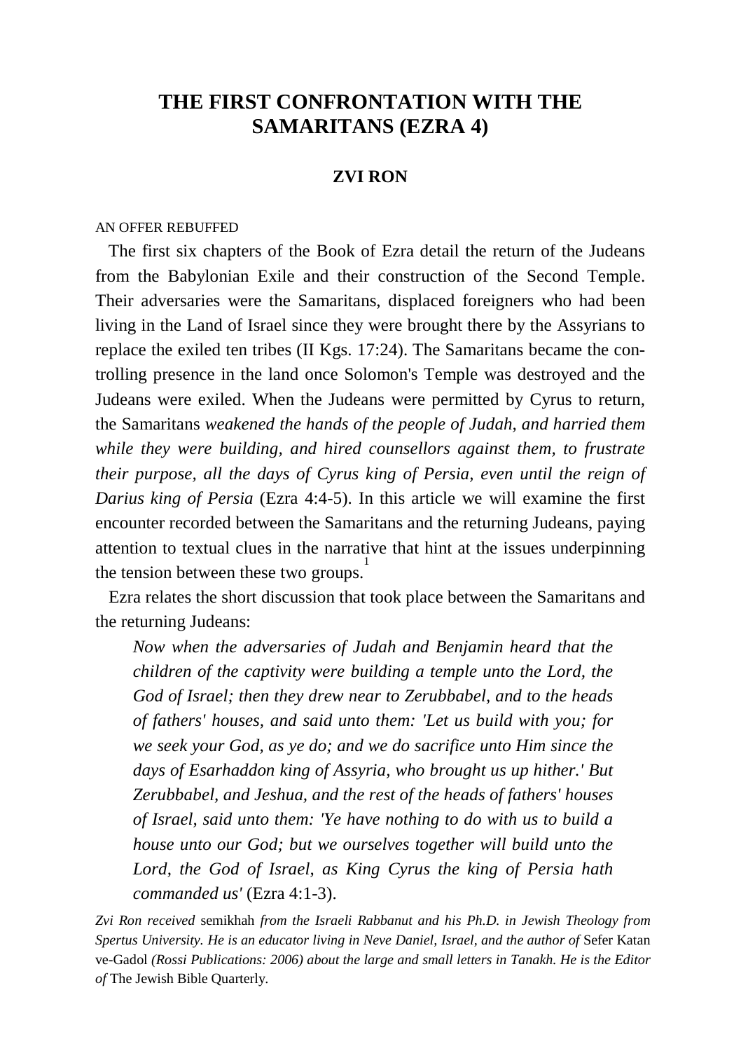# THE FIRST CONFRONTATION WITH THE SAMARITANS (EZRA 4)

## ZVI RON

AN OFFER REBUFFED

The first six chapters of the Book of Ezra detail the return of the Judeans from the Babylonian Exile and their construction of the Second Temple. Their adversaries were the Samaritans, displaced foreigners who had been living in the Land of Israel since they were brought there by the Assyrians to replace the exiled ten tribes (II Kgs. 17:24). The Samaritans became the controlling presence in the land once Solomon's Temple was destroyed and the Judeans were exiled. When the Judeans were permitted by Cyrus to return, the Samaritans *weakened the hands of the people of Judah, and harried them while they were building, and hired counsellors against them, to frustrate their purpose, all the days of Cyrus king of Persia, even until the reign of Darius king of Persia* (Ezra 4:4-5). In this article we will examine the first encounter recorded between the Samaritans and the returning Judeans, paying attention to textual clues in the narrative that hint at the issues underpinning the tension between these two groups.[1]

Ezra relates the short discussion that took place between the Samaritans and the returning Judeans:

> *Now when the adversaries of Judah and Benjamin heard that the children of the captivity were building a temple unto the Lord, the God of Israel; then they drew near to Zerubbabel, and to the heads of fathers' houses, and said unto them: 'Let us build with you; for we seek your God, as ye do; and we do sacrifice unto Him since the days of Esarhaddon king of Assyria, who brought us up hither.' But Zerubbabel, and Jeshua, and the rest of the heads of fathers' houses of Israel, said unto them: 'Ye have nothing to do with us to build a house unto our God; but we ourselves together will build unto the Lord, the God of Israel, as King Cyrus the king of Persia hath commanded us'* (Ezra 4:1-3).

*Zvi Ron received* semikhah *from the Israeli Rabbanut and his Ph.D. in Jewish Theology from Spertus University. He is an educator living in Neve Daniel, Israel, and the author of* Sefer Katan ve-Gadol *(Rossi Publications: 2006) about the large and small letters in Tanakh. He is the Editor of* The Jewish Bible Quarterly.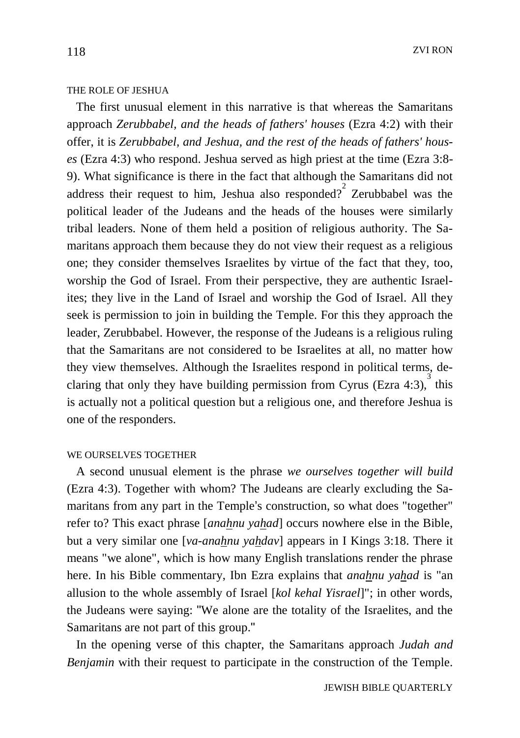### THE ROLE OF JESHUA

The first unusual element in this narrative is that whereas the Samaritans approach *Zerubbabel, and the heads of fathers' houses* (Ezra 4:2) with their offer, it is *Zerubbabel, and Jeshua, and the rest of the heads of fathers' houses* (Ezra 4:3) who respond. Jeshua served as high priest at the time (Ezra 3:8-9). What significance is there in the fact that although the Samaritans did not address their request to him, Jeshua also responded?[2] Zerubbabel was the political leader of the Judeans and the heads of the houses were similarly tribal leaders. None of them held a position of religious authority. The Samaritans approach them because they do not view their request as a religious one; they consider themselves Israelites by virtue of the fact that they, too, worship the God of Israel. From their perspective, they are authentic Israelites; they live in the Land of Israel and worship the God of Israel. All they seek is permission to join in building the Temple. For this they approach the leader, Zerubbabel. However, the response of the Judeans is a religious ruling that the Samaritans are not considered to be Israelites at all, no matter how they view themselves. Although the Israelites respond in political terms, declaring that only they have building permission from Cyrus (Ezra 4:3),[3] this is actually not a political question but a religious one, and therefore Jeshua is one of the responders.

### WE OURSELVES TOGETHER

A second unusual element is the phrase *we ourselves together will build* (Ezra 4:3). Together with whom? The Judeans are clearly excluding the Samaritans from any part in the Temple's construction, so what does "together" refer to? This exact phrase [*ana<u>h</u>nu ya<u>h</u>ad*] occurs nowhere else in the Bible, but a very similar one [*va-ana<u>h</u>nu ya<u>h</u>dav*] appears in I Kings 3:18. There it means "we alone", which is how many English translations render the phrase here. In his Bible commentary, Ibn Ezra explains that *ana<u>h</u>nu ya<u>h</u>ad* is "an allusion to the whole assembly of Israel [*kol kehal Yisrael*]"; in other words, the Judeans were saying: "We alone are the totality of the Israelites, and the Samaritans are not part of this group."

In the opening verse of this chapter, the Samaritans approach *Judah and Benjamin* with their request to participate in the construction of the Temple.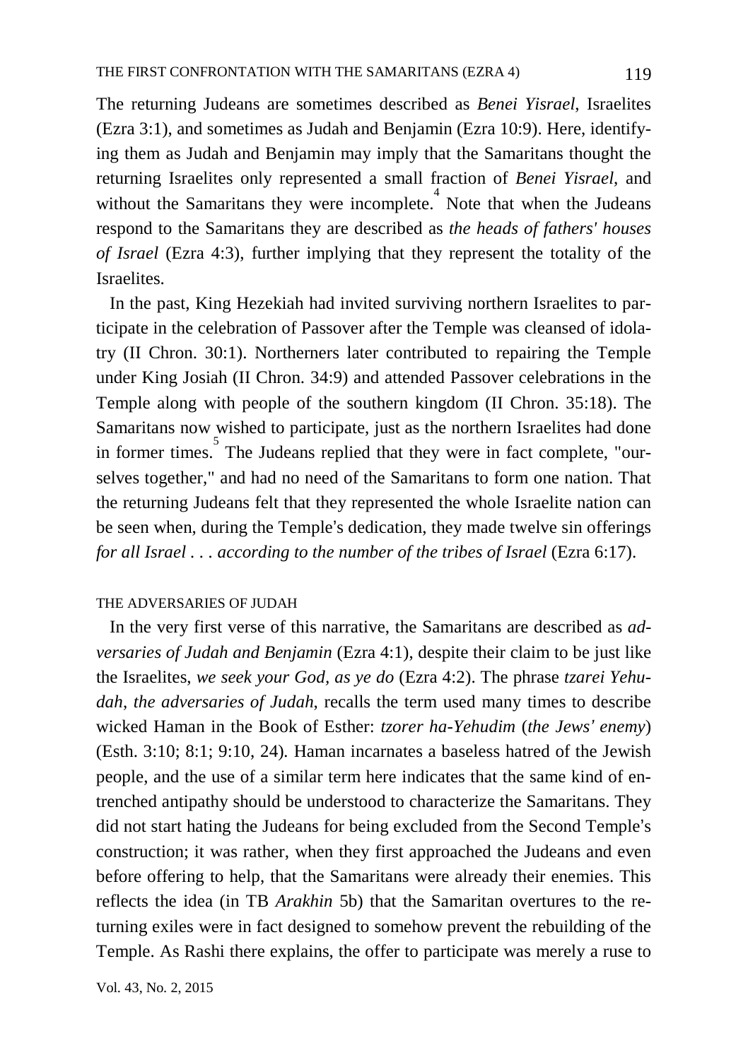The returning Judeans are sometimes described as *Benei Yisrael*, Israelites (Ezra 3:1), and sometimes as Judah and Benjamin (Ezra 10:9). Here, identifying them as Judah and Benjamin may imply that the Samaritans thought the returning Israelites only represented a small fraction of *Benei Yisrael*, and without the Samaritans they were incomplete.[4] Note that when the Judeans respond to the Samaritans they are described as *the heads of fathers' houses of Israel* (Ezra 4:3), further implying that they represent the totality of the Israelites.

In the past, King Hezekiah had invited surviving northern Israelites to participate in the celebration of Passover after the Temple was cleansed of idolatry (II Chron. 30:1). Northerners later contributed to repairing the Temple under King Josiah (II Chron. 34:9) and attended Passover celebrations in the Temple along with people of the southern kingdom (II Chron. 35:18). The Samaritans now wished to participate, just as the northern Israelites had done in former times.[5] The Judeans replied that they were in fact complete, "ourselves together," and had no need of the Samaritans to form one nation. That the returning Judeans felt that they represented the whole Israelite nation can be seen when, during the Temple's dedication, they made twelve sin offerings *for all Israel . . . according to the number of the tribes of Israel* (Ezra 6:17).

## THE ADVERSARIES OF JUDAH

In the very first verse of this narrative, the Samaritans are described as *adversaries of Judah and Benjamin* (Ezra 4:1), despite their claim to be just like the Israelites, *we seek your God, as ye do* (Ezra 4:2). The phrase *tzarei Yehudah*, *the adversaries of Judah*, recalls the term used many times to describe wicked Haman in the Book of Esther: *tzorer ha-Yehudim* (*the Jews' enemy*) (Esth. 3:10; 8:1; 9:10, 24). Haman incarnates a baseless hatred of the Jewish people, and the use of a similar term here indicates that the same kind of entrenched antipathy should be understood to characterize the Samaritans. They did not start hating the Judeans for being excluded from the Second Temple's construction; it was rather, when they first approached the Judeans and even before offering to help, that the Samaritans were already their enemies. This reflects the idea (in TB *Arakhin* 5b) that the Samaritan overtures to the returning exiles were in fact designed to somehow prevent the rebuilding of the Temple. As Rashi there explains, the offer to participate was merely a ruse to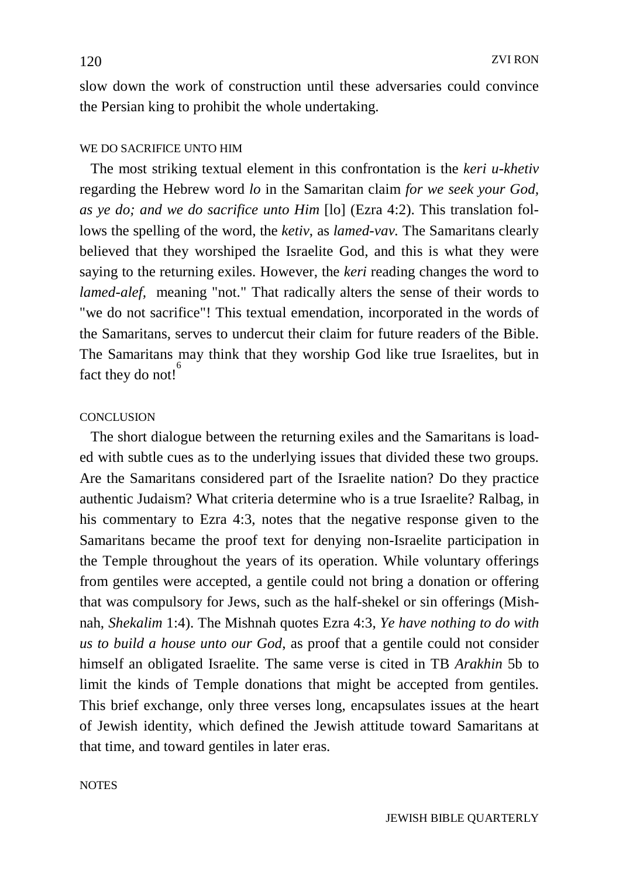slow down the work of construction until these adversaries could convince the Persian king to prohibit the whole undertaking.

## WE DO SACRIFICE UNTO HIM

The most striking textual element in this confrontation is the *keri u-khetiv* regarding the Hebrew word *lo* in the Samaritan claim *for we seek your God, as ye do; and we do sacrifice unto Him* [lo] (Ezra 4:2). This translation follows the spelling of the word, the *ketiv*, as *lamed-vav.* The Samaritans clearly believed that they worshiped the Israelite God, and this is what they were saying to the returning exiles. However, the *keri* reading changes the word to *lamed-alef,* meaning "not." That radically alters the sense of their words to "we do not sacrifice"! This textual emendation, incorporated in the words of the Samaritans, serves to undercut their claim for future readers of the Bible. The Samaritans may think that they worship God like true Israelites, but in fact they do not![6]

## CONCLUSION

The short dialogue between the returning exiles and the Samaritans is loaded with subtle cues as to the underlying issues that divided these two groups. Are the Samaritans considered part of the Israelite nation? Do they practice authentic Judaism? What criteria determine who is a true Israelite? Ralbag, in his commentary to Ezra 4:3, notes that the negative response given to the Samaritans became the proof text for denying non-Israelite participation in the Temple throughout the years of its operation. While voluntary offerings from gentiles were accepted, a gentile could not bring a donation or offering that was compulsory for Jews, such as the half-shekel or sin offerings (Mishnah, *Shekalim* 1:4). The Mishnah quotes Ezra 4:3, *Ye have nothing to do with us to build a house unto our God*, as proof that a gentile could not consider himself an obligated Israelite. The same verse is cited in TB *Arakhin* 5b to limit the kinds of Temple donations that might be accepted from gentiles. This brief exchange, only three verses long, encapsulates issues at the heart of Jewish identity, which defined the Jewish attitude toward Samaritans at that time, and toward gentiles in later eras.

## NOTES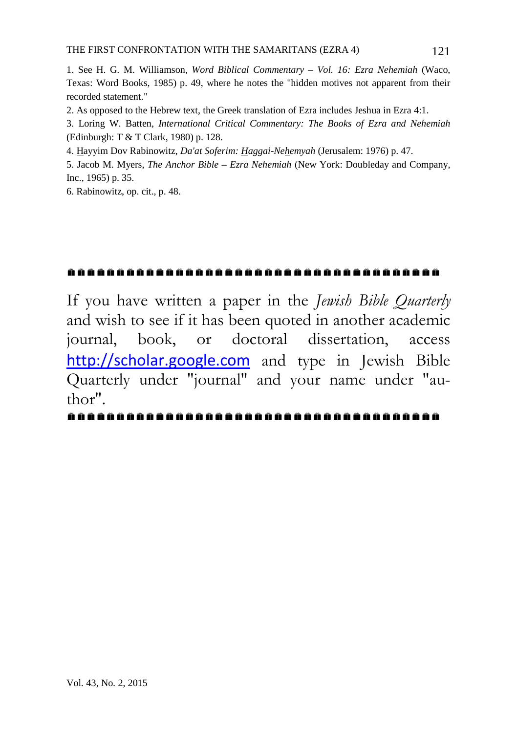1. See H. G. M. Williamson, *Word Biblical Commentary – Vol. 16: Ezra Nehemiah* (Waco, Texas: Word Books, 1985) p. 49, where he notes the "hidden motives not apparent from their recorded statement."

2. As opposed to the Hebrew text, the Greek translation of Ezra includes Jeshua in Ezra 4:1.

3. Loring W. Batten, *International Critical Commentary: The Books of Ezra and Nehemiah* (Edinburgh: T & T Clark, 1980) p. 128.

4. Hayyim Dov Rabinowitz, *Da'at Soferim: Haggai-Nehemyah* (Jerusalem: 1976) p. 47.

5. Jacob M. Myers, *The Anchor Bible – Ezra Nehemiah* (New York: Doubleday and Company, Inc., 1965) p. 35.

6. Rabinowitz, op. cit., p. 48.

---

If you have written a paper in the *Jewish Bible Quarterly* and wish to see if it has been quoted in another academic journal, book, or doctoral dissertation, access http://scholar.google.com and type in Jewish Bible Quarterly under "journal" and your name under "author".

---